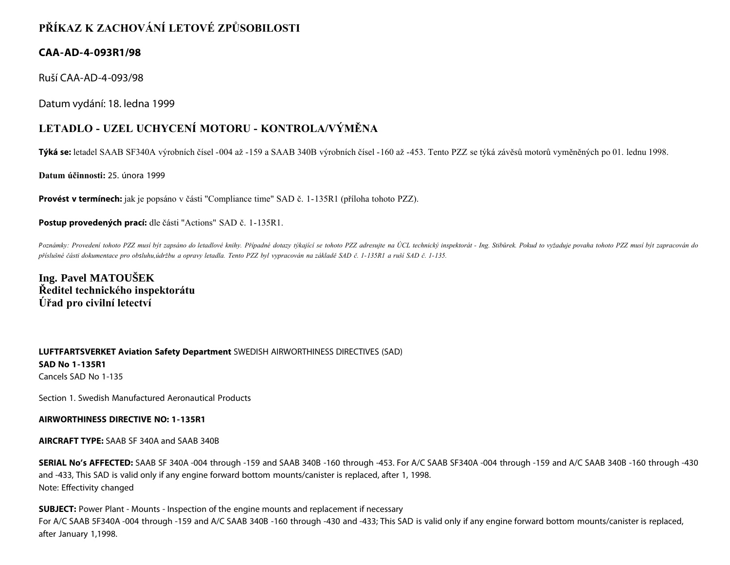# PŘÍKAZ K ZACHOVÁNÍ LETOVÉ ZPŮSOBILOSTI

## CAA-AD-4-093R1/98

Ruší CAA-AD-4-093/98

Datum vydání: 18. ledna 1999

## LETADLO - UZEL UCHYCENÍ MOTORU - KONTROLA/VÝMĚNA

**Týká se:** letadel SAAB SF340A výrobních čísel -004 až -159 a SAAB 340B výrobních čísel -160 až -453. Tento PZZ se týká závěsů motorů vyměněných po 01. lednu 1998.

**Datum účinnosti:** 25. února 1999

**Provést v termínech:** jak je popsáno v části "Compliance time" SAD č. 1-135R1 (příloha tohoto PZZ).

**Postup provedených prací:** dle části "Actions" SAD č. 1-135R1.

*Poznámky: Provedení tohoto PZZ musí být zapsáno do letadlové knihy. Případné dotazy týkající se tohoto PZZ adresujte na ÚCL technický inspektorát - Ing. Stibůrek. Pokud to vyžaduje povaha tohoto PZZ musí být zapracován do příslušné části dokumentace pro obsluhu,údržbu a opravy letadla. Tento PZZ byl vypracován na základě SAD č. 1-135R1 a ruší SAD č. 1-135.*

**Ing. Pavel MATOUŠEK**
**Ředitel technického inspektorátu**
**Úřad pro civilní letectví**

**LUFTFARTSVERKET Aviation Safety Department** SWEDISH AIRWORTHINESS DIRECTIVES (SAD)
**SAD No 1-135R1**
Cancels SAD No 1-135

Section 1. Swedish Manufactured Aeronautical Products

**AIRWORTHINESS DIRECTIVE NO: 1-135R1**

**AIRCRAFT TYPE:** SAAB SF 340A and SAAB 340B

**SERIAL No's AFFECTED:** SAAB SF 340A -004 through -159 and SAAB 340B -160 through -453. For A/C SAAB SF340A -004 through -159 and A/C SAAB 340B -160 through -430 and -433, This SAD is valid only if any engine forward bottom mounts/canister is replaced, after 1, 1998.
Note: Effectivity changed

**SUBJECT:** Power Plant - Mounts - Inspection of the engine mounts and replacement if necessary
For A/C SAAB 5F340A -004 through -159 and A/C SAAB 340B -160 through -430 and -433; This SAD is valid only if any engine forward bottom mounts/canister is replaced, after January 1,1998.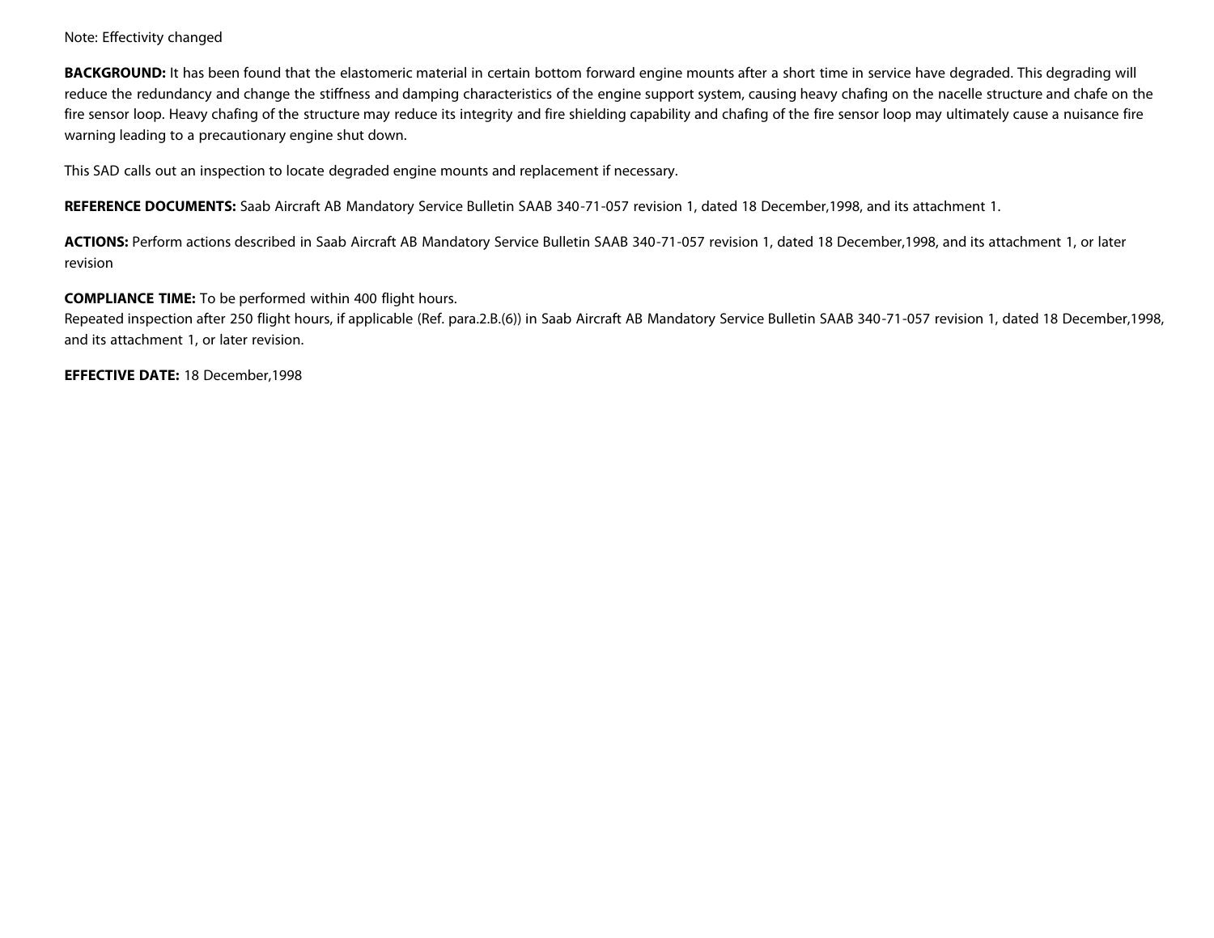Note: Effectivity changed

**BACKGROUND:** It has been found that the elastomeric material in certain bottom forward engine mounts after a short time in service have degraded. This degrading will reduce the redundancy and change the stiffness and damping characteristics of the engine support system, causing heavy chafing on the nacelle structure and chafe on the fire sensor loop. Heavy chafing of the structure may reduce its integrity and fire shielding capability and chafing of the fire sensor loop may ultimately cause a nuisance fire warning leading to a precautionary engine shut down.

This SAD calls out an inspection to locate degraded engine mounts and replacement if necessary.

**REFERENCE DOCUMENTS:** Saab Aircraft AB Mandatory Service Bulletin SAAB 340-71-057 revision 1, dated 18 December,1998, and its attachment 1.

**ACTIONS:** Perform actions described in Saab Aircraft AB Mandatory Service Bulletin SAAB 340-71-057 revision 1, dated 18 December,1998, and its attachment 1, or later revision

**COMPLIANCE TIME:** To be performed within 400 flight hours.
Repeated inspection after 250 flight hours, if applicable (Ref. para.2.B.(6)) in Saab Aircraft AB Mandatory Service Bulletin SAAB 340-71-057 revision 1, dated 18 December,1998, and its attachment 1, or later revision.

**EFFECTIVE DATE:** 18 December,1998